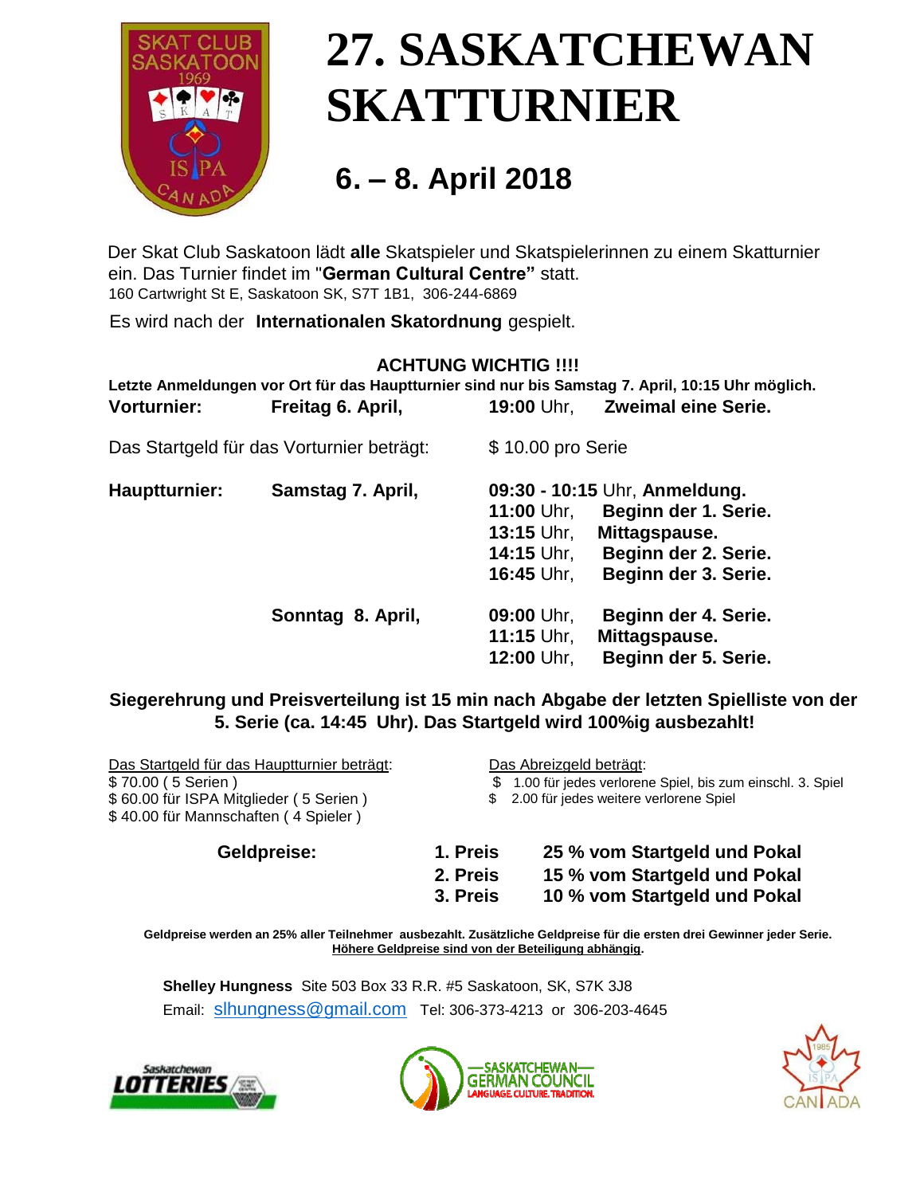# 27. SASKATCHEWAN SKATTURNIER

## 6. – 8. April 2018

Der Skat Club Saskatoon lädt **alle** Skatspieler und Skatspielerinnen zu einem Skatturnier ein. Das Turnier findet im "**German Cultural Centre"** statt.
160 Cartwright St E, Saskatoon SK, S7T 1B1, 306-244-6869

Es wird nach der **Internationalen Skatordnung** gespielt.

**ACHTUNG WICHTIG !!!!**

**Letzte Anmeldungen vor Ort für das Hauptturnier sind nur bis Samstag 7. April, 10:15 Uhr möglich.**

**Vorturnier:** **Freitag 6. April,** **19:00** Uhr, **Zweimal eine Serie.**

Das Startgeld für das Vorturnier beträgt: $ 10.00 pro Serie

**Hauptturnier:** **Samstag 7. April,**
- **09:30 - 10:15** Uhr, **Anmeldung.**
- **11:00** Uhr, **Beginn der 1. Serie.**
- **13:15** Uhr, **Mittagspause.**
- **14:15** Uhr, **Beginn der 2. Serie.**
- **16:45** Uhr, **Beginn der 3. Serie.**

**Sonntag 8. April,**
- **09:00** Uhr, **Beginn der 4. Serie.**
- **11:15** Uhr, **Mittagspause.**
- **12:00** Uhr, **Beginn der 5. Serie.**

**Siegerehrung und Preisverteilung ist 15 min nach Abgabe der letzten Spielliste von der 5. Serie (ca. 14:45 Uhr). Das Startgeld wird 100%ig ausbezahlt!**

Das Startgeld für das Hauptturnier beträgt:
$ 70.00 ( 5 Serien )
$ 60.00 für ISPA Mitglieder ( 5 Serien )
$ 40.00 für Mannschaften ( 4 Spieler )

Das Abreizgeld beträgt:
$ 1.00 für jedes verlorene Spiel, bis zum einschl. 3. Spiel
$ 2.00 für jedes weitere verlorene Spiel

**Geldpreise:**

| | |
|---|---|
| **1. Preis** | **25 % vom Startgeld und Pokal** |
| **2. Preis** | **15 % vom Startgeld und Pokal** |
| **3. Preis** | **10 % vom Startgeld und Pokal** |

**Geldpreise werden an 25% aller Teilnehmer ausbezahlt. Zusätzliche Geldpreise für die ersten drei Gewinner jeder Serie.**
**Höhere Geldpreise sind von der Beteiligung abhängig.**

**Shelley Hungness** Site 503 Box 33 R.R. #5 Saskatoon, SK, S7K 3J8
Email: slhungness@gmail.com Tel: 306-373-4213 or 306-203-4645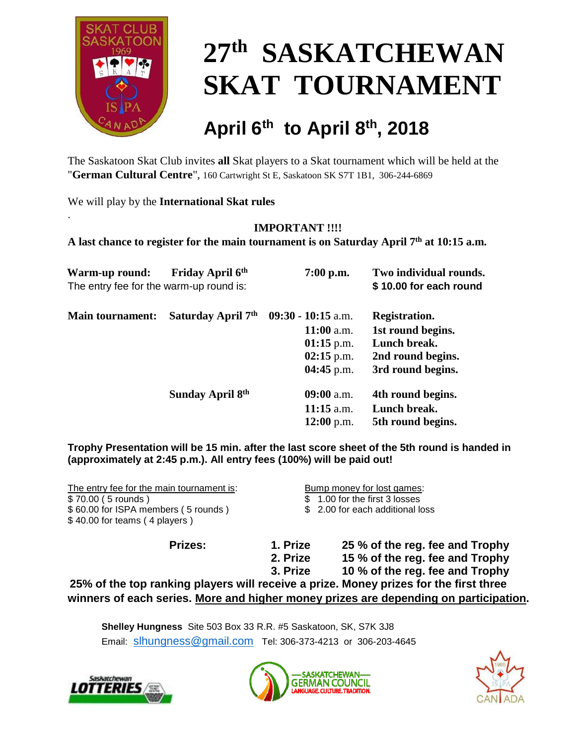# 27th SASKATCHEWAN SKAT TOURNAMENT

## April 6th to April 8th, 2018

The Saskatoon Skat Club invites **all** Skat players to a Skat tournament which will be held at the "**German Cultural Centre**", 160 Cartwright St E, Saskatoon SK S7T 1B1, 306-244-6869

We will play by the **International Skat rules**

.

**IMPORTANT !!!!**

**A last chance to register for the main tournament is on Saturday April 7th at 10:15 a.m.**

| | | | |
|---|---|---|---|
| **Warm-up round:** | **Friday April 6th** | **7:00 p.m.** | **Two individual rounds.** |
| The entry fee for the warm-up round is: | | | **$ 10.00 for each round** |
| **Main tournament:** | **Saturday April 7th** | **09:30 - 10:15** a.m. | **Registration.** |
| | | **11:00** a.m. | **1st round begins.** |
| | | **01:15** p.m. | **Lunch break.** |
| | | **02:15** p.m. | **2nd round begins.** |
| | | **04:45** p.m. | **3rd round begins.** |
| | **Sunday April 8th** | **09:00** a.m. | **4th round begins.** |
| | | **11:15** a.m. | **Lunch break.** |
| | | **12:00** p.m. | **5th round begins.** |

**Trophy Presentation will be 15 min. after the last score sheet of the 5th round is handed in (approximately at 2:45 p.m.). All entry fees (100%) will be paid out!**

The entry fee for the main tournament is:
$ 70.00 ( 5 rounds )
$ 60.00 for ISPA members ( 5 rounds )
$ 40.00 for teams ( 4 players )

Bump money for lost games:
$ 1.00 for the first 3 losses
$ 2.00 for each additional loss

| | | |
|---|---|---|
| **Prizes:** | **1. Prize** | **25 % of the reg. fee and Trophy** |
| | **2. Prize** | **15 % of the reg. fee and Trophy** |
| | **3. Prize** | **10 % of the reg. fee and Trophy** |

**25% of the top ranking players will receive a prize. Money prizes for the first three winners of each series. More and higher money prizes are depending on participation.**

**Shelley Hungness** Site 503 Box 33 R.R. #5 Saskatoon, SK, S7K 3J8
Email: slhungness@gmail.com Tel: 306-373-4213 or 306-203-4645